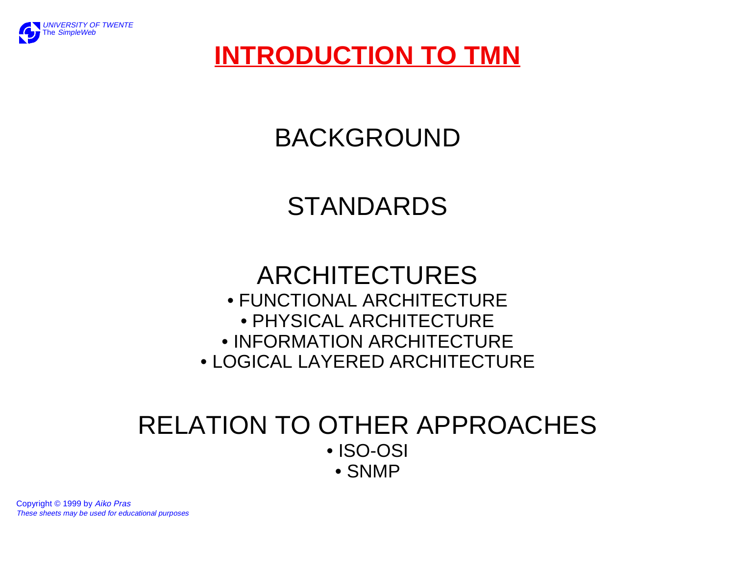# INTRODUCTION TO TMN

## BACKGROUND

## STANDARDS

## ARCHITECTURES

- FUNCTIONAL ARCHITECTURE
- PHYSICAL ARCHITECTURE
- INFORMATION ARCHITECTURE
- LOGICAL LAYERED ARCHITECTURE

## RELATION TO OTHER APPROACHES

- ISO-OSI
- SNMP

Copyright © 1999 by *Aiko Pras*
*These sheets may be used for educational purposes*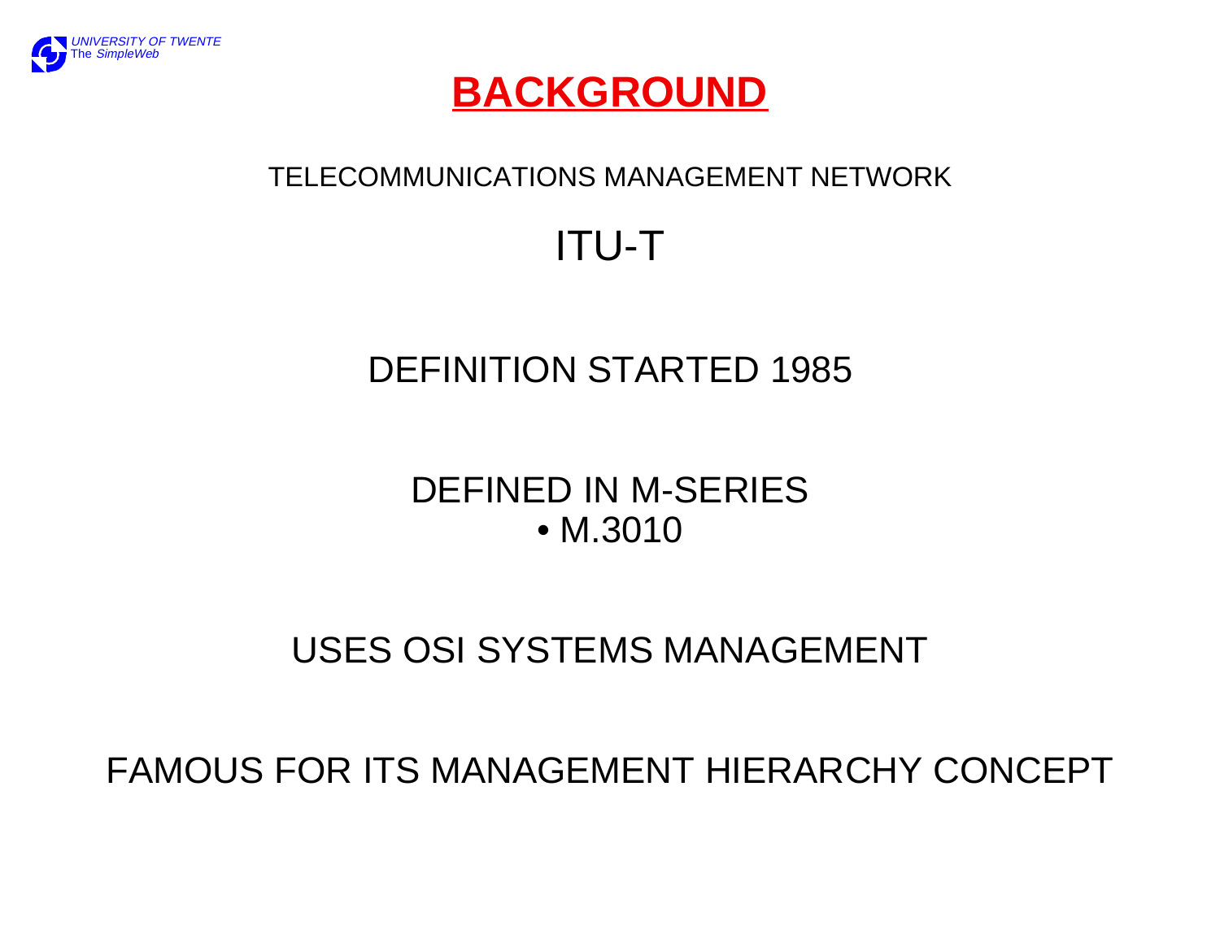# BACKGROUND

TELECOMMUNICATIONS MANAGEMENT NETWORK

ITU-T

DEFINITION STARTED 1985

DEFINED IN M-SERIES

- M.3010

USES OSI SYSTEMS MANAGEMENT

FAMOUS FOR ITS MANAGEMENT HIERARCHY CONCEPT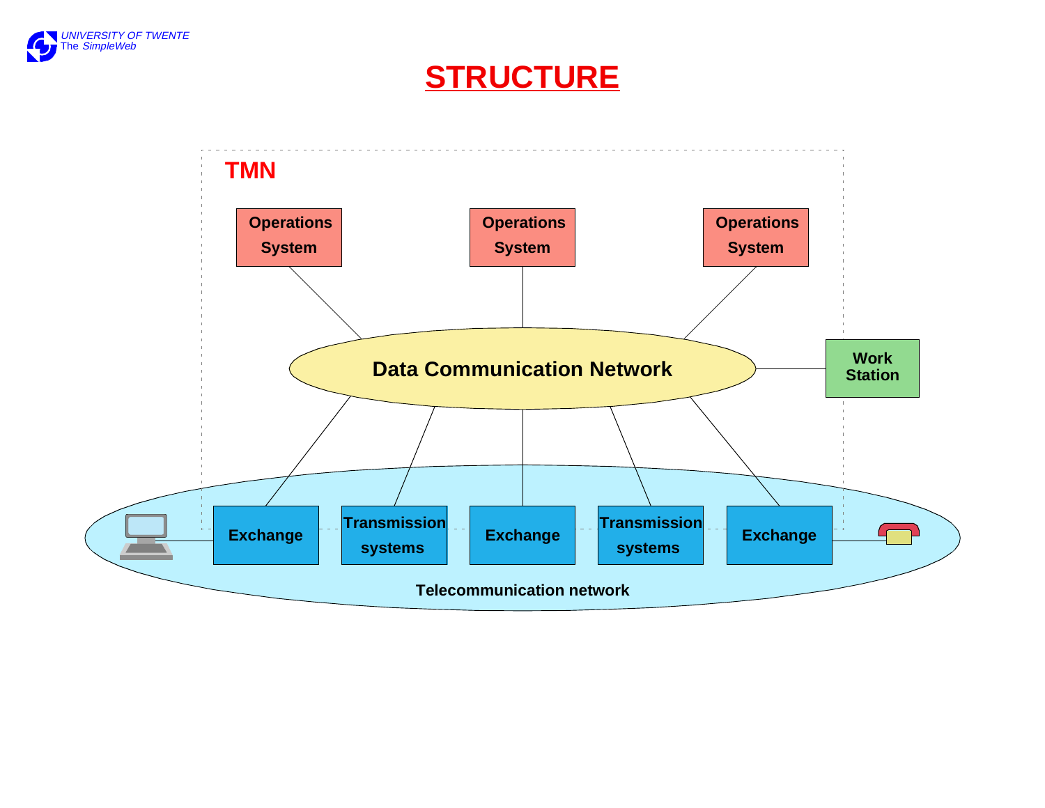# STRUCTURE

TMN

Operations System

Operations System

Operations System

Data Communication Network

Work Station

Exchange

Transmission systems

Exchange

Transmission systems

Exchange

Telecommunication network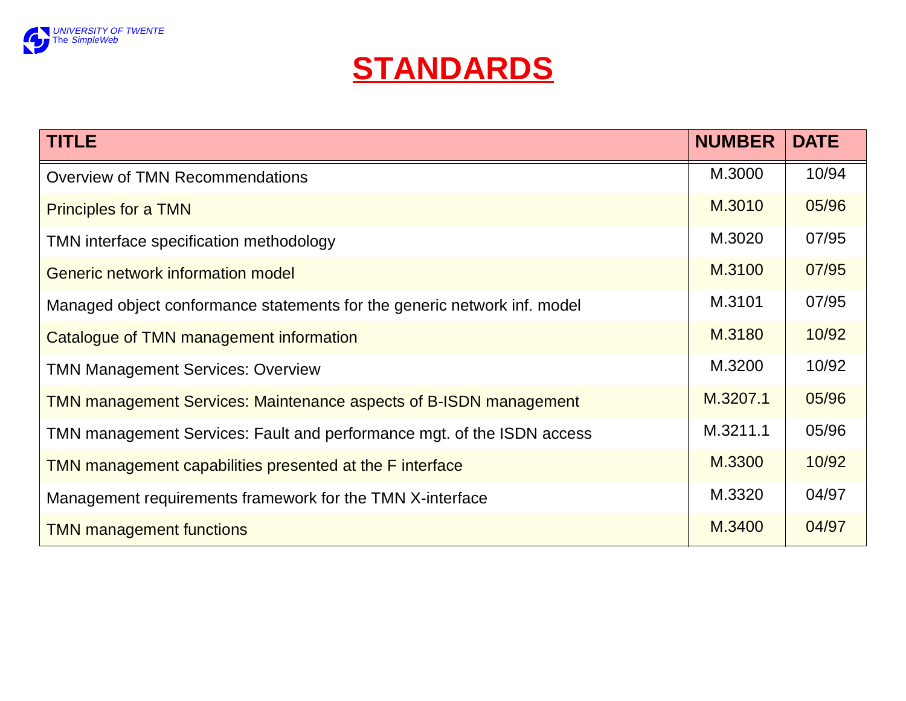# STANDARDS

| TITLE | NUMBER | DATE |
|---|---|---|
| Overview of TMN Recommendations | M.3000 | 10/94 |
| Principles for a TMN | M.3010 | 05/96 |
| TMN interface specification methodology | M.3020 | 07/95 |
| Generic network information model | M.3100 | 07/95 |
| Managed object conformance statements for the generic network inf. model | M.3101 | 07/95 |
| Catalogue of TMN management information | M.3180 | 10/92 |
| TMN Management Services: Overview | M.3200 | 10/92 |
| TMN management Services: Maintenance aspects of B-ISDN management | M.3207.1 | 05/96 |
| TMN management Services: Fault and performance mgt. of the ISDN access | M.3211.1 | 05/96 |
| TMN management capabilities presented at the F interface | M.3300 | 10/92 |
| Management requirements framework for the TMN X-interface | M.3320 | 04/97 |
| TMN management functions | M.3400 | 04/97 |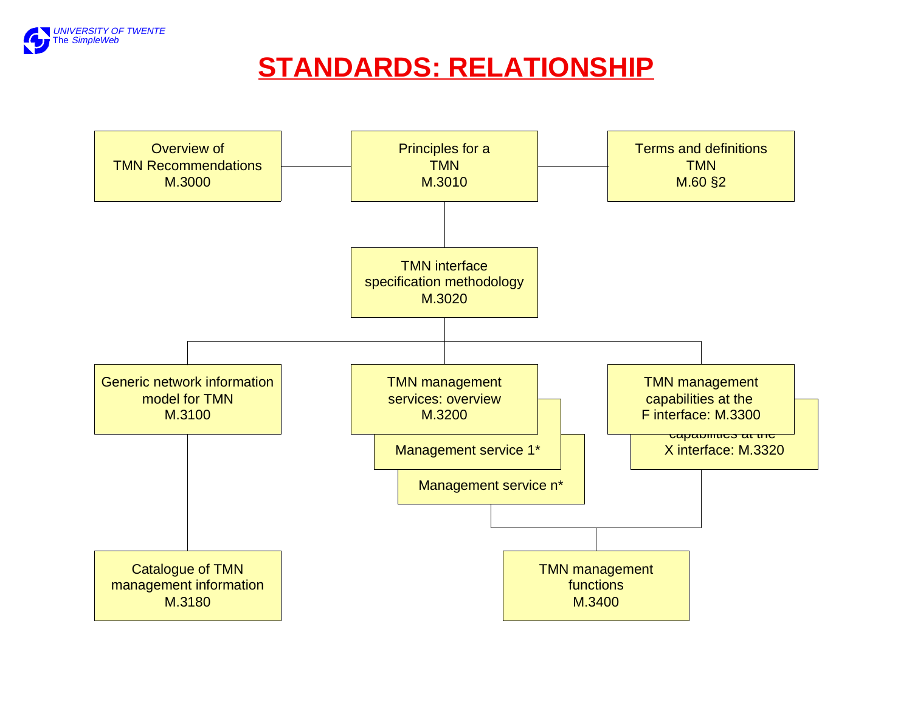# STANDARDS: RELATIONSHIP

Overview of
TMN Recommendations
M.3000

Principles for a
TMN
M.3010

Terms and definitions
TMN
M.60 §2

TMN interface
specification methodology
M.3020

Generic network information
model for TMN
M.3100

TMN management
services: overview
M.3200

Management service 1*

Management service n*

TMN management
capabilities at the
F interface: M.3300

capabilities at the
X interface: M.3320

Catalogue of TMN
management information
M.3180

TMN management
functions
M.3400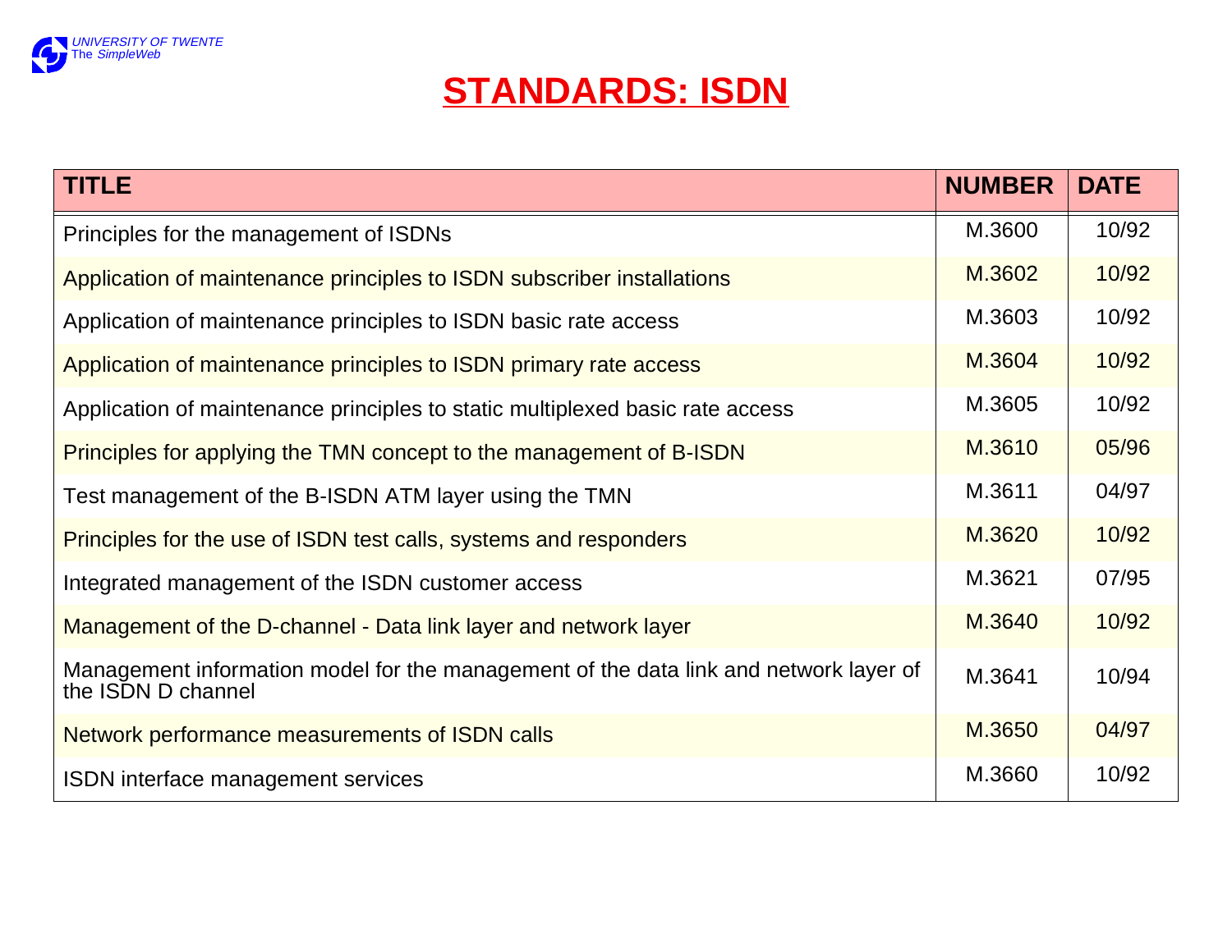# STANDARDS: ISDN

| TITLE | NUMBER | DATE |
|---|---|---|
| Principles for the management of ISDNs | M.3600 | 10/92 |
| Application of maintenance principles to ISDN subscriber installations | M.3602 | 10/92 |
| Application of maintenance principles to ISDN basic rate access | M.3603 | 10/92 |
| Application of maintenance principles to ISDN primary rate access | M.3604 | 10/92 |
| Application of maintenance principles to static multiplexed basic rate access | M.3605 | 10/92 |
| Principles for applying the TMN concept to the management of B-ISDN | M.3610 | 05/96 |
| Test management of the B-ISDN ATM layer using the TMN | M.3611 | 04/97 |
| Principles for the use of ISDN test calls, systems and responders | M.3620 | 10/92 |
| Integrated management of the ISDN customer access | M.3621 | 07/95 |
| Management of the D-channel - Data link layer and network layer | M.3640 | 10/92 |
| Management information model for the management of the data link and network layer of the ISDN D channel | M.3641 | 10/94 |
| Network performance measurements of ISDN calls | M.3650 | 04/97 |
| ISDN interface management services | M.3660 | 10/92 |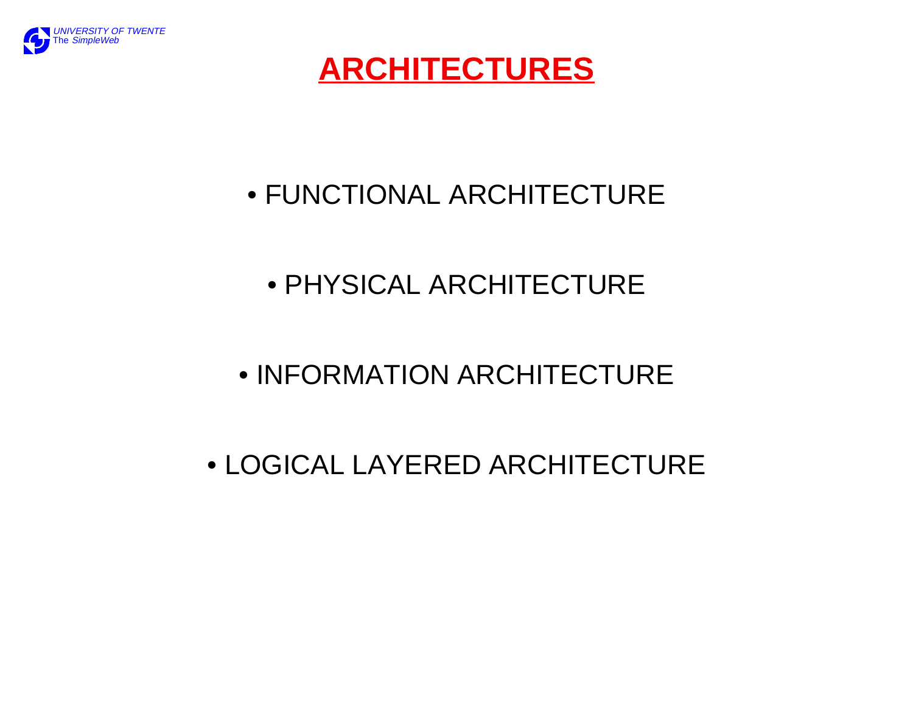# ARCHITECTURES

- FUNCTIONAL ARCHITECTURE
- PHYSICAL ARCHITECTURE
- INFORMATION ARCHITECTURE
- LOGICAL LAYERED ARCHITECTURE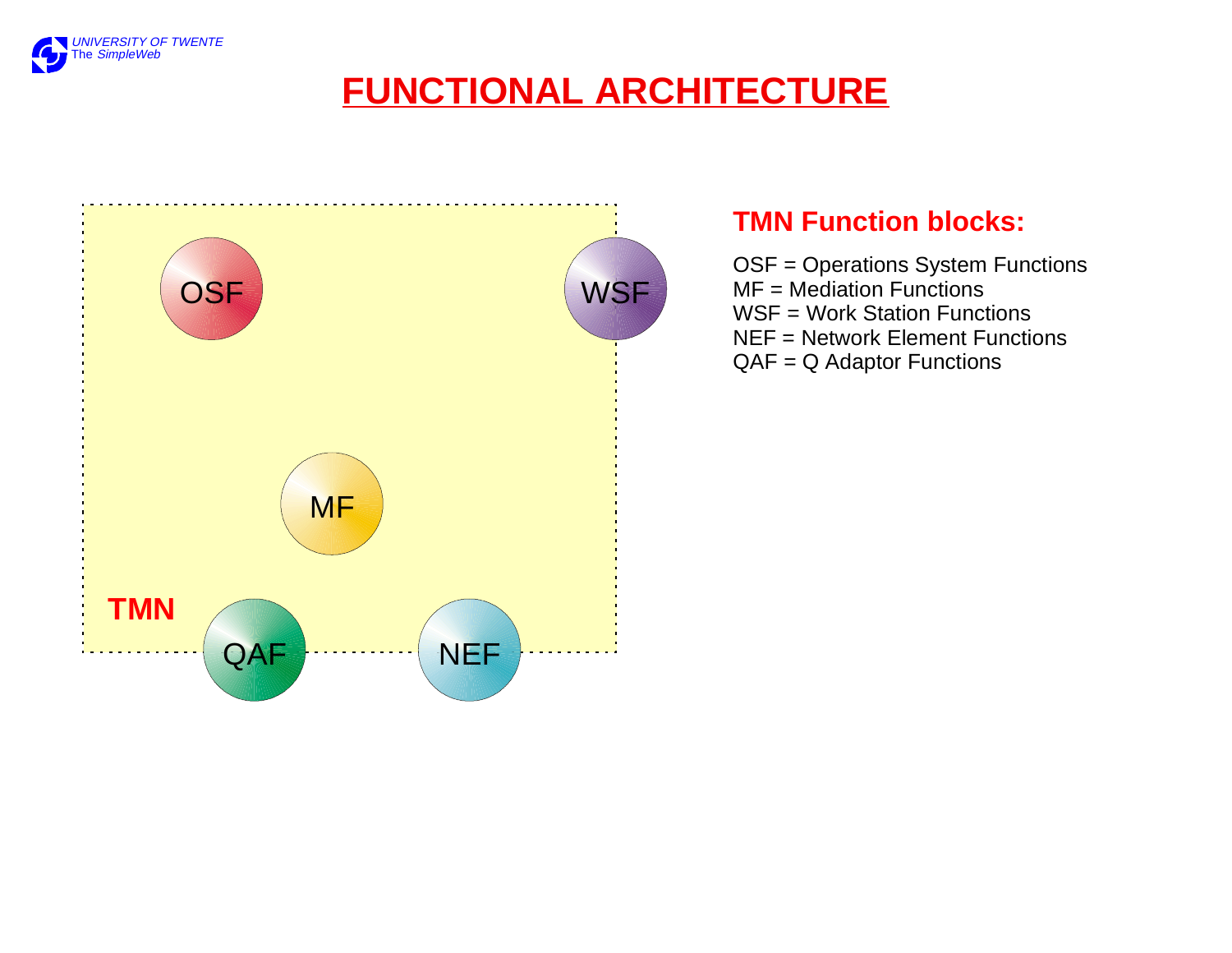# FUNCTIONAL ARCHITECTURE

TMN

OSF

WSF

MF

QAF

NEF

## TMN Function blocks:

OSF = Operations System Functions
MF = Mediation Functions
WSF = Work Station Functions
NEF = Network Element Functions
QAF = Q Adaptor Functions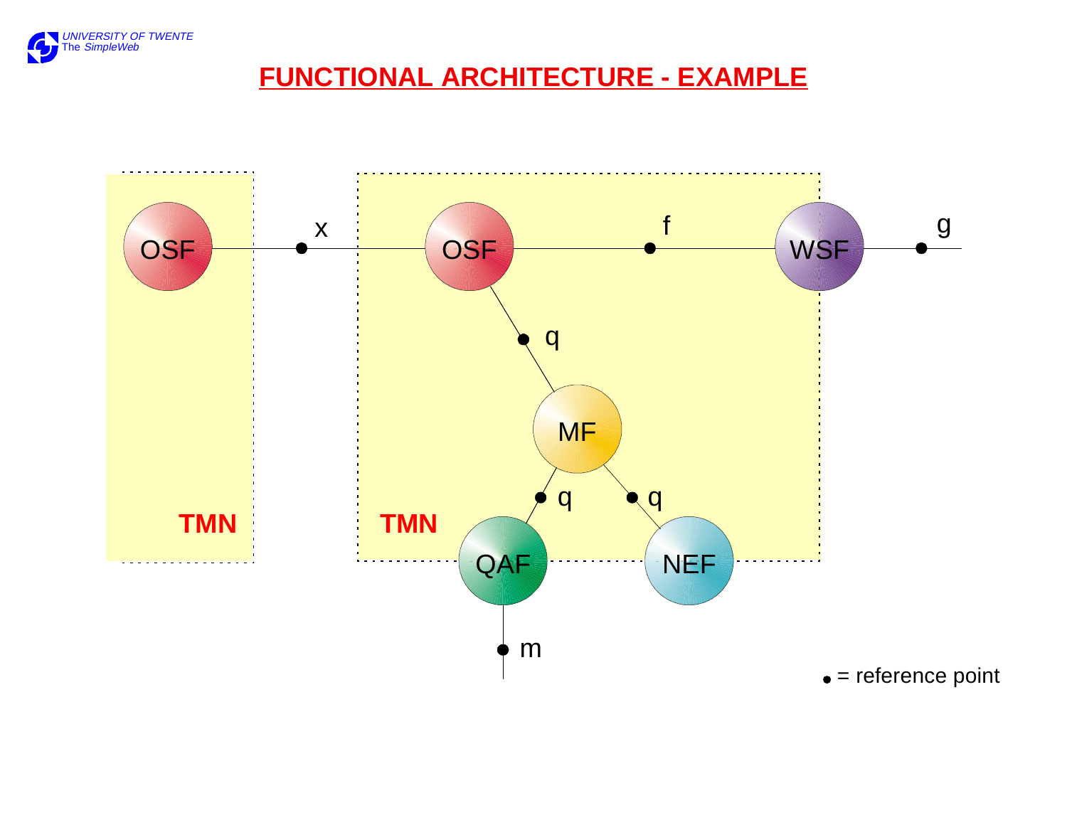# FUNCTIONAL ARCHITECTURE - EXAMPLE

OSF — x — OSF — f — WSF — g

TMN | TMN

q — MF

q — QAF — m

q — NEF

• = reference point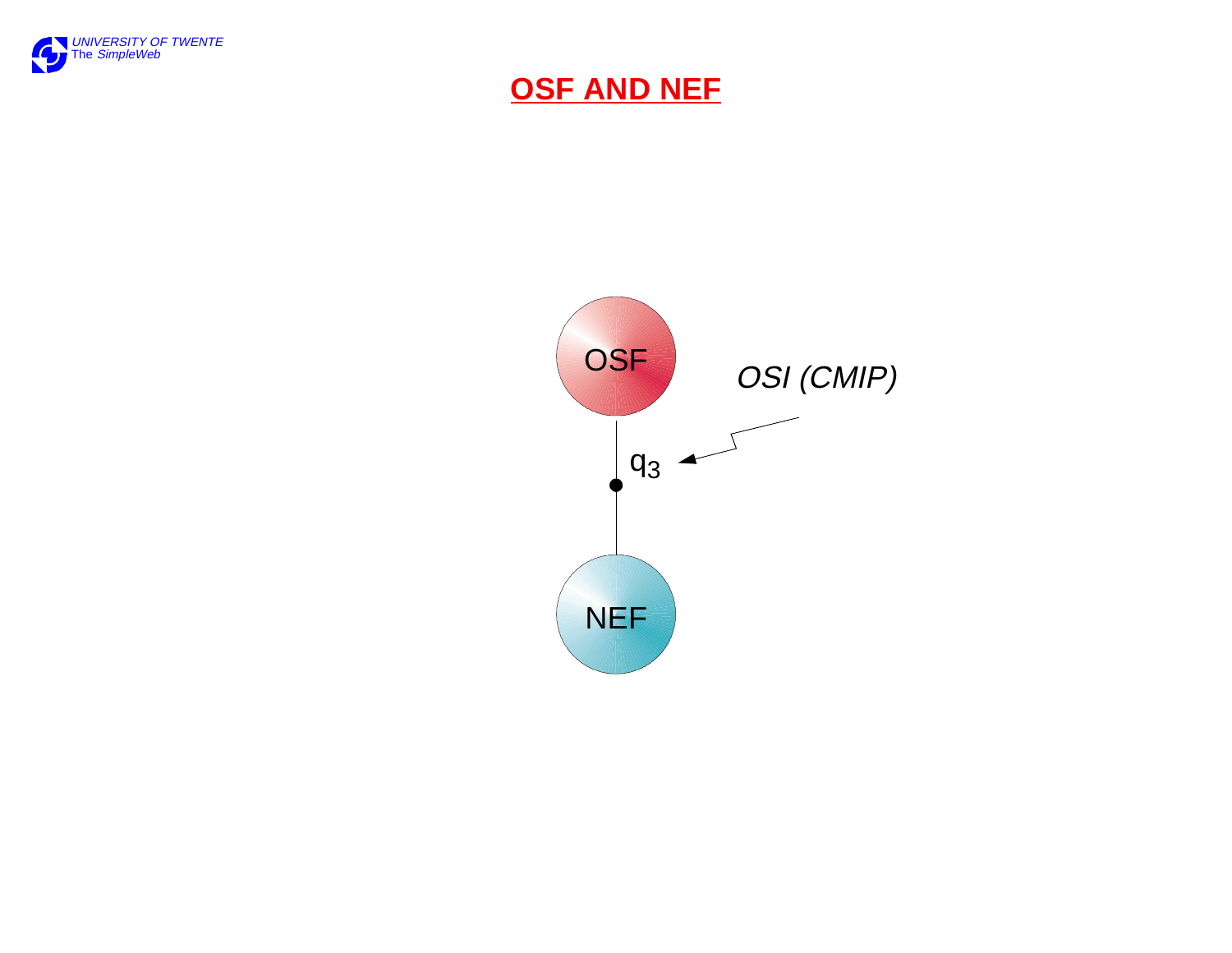# OSF AND NEF

OSF

$q_3$

OSI (CMIP)

NEF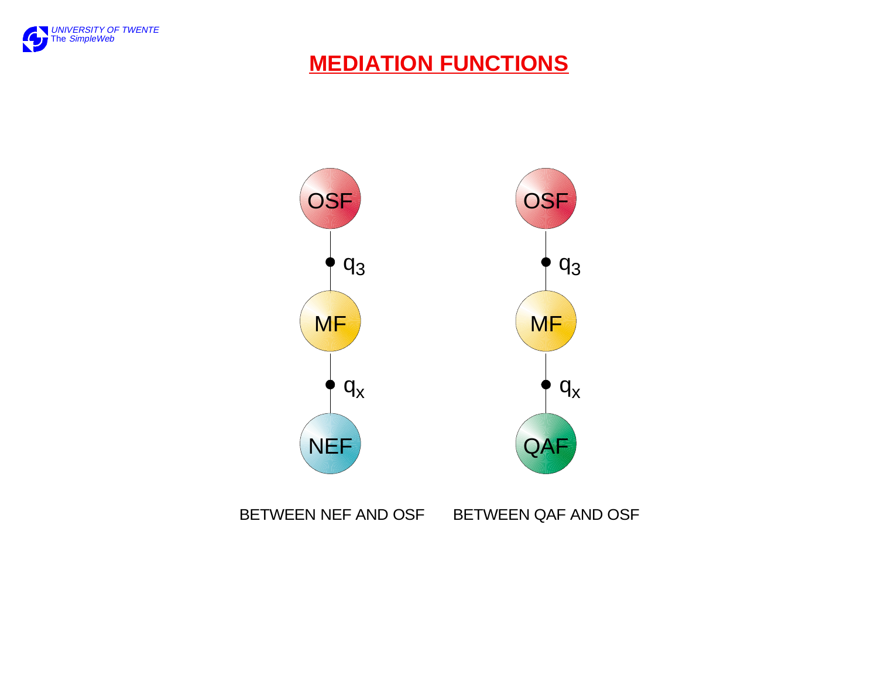# MEDIATION FUNCTIONS

OSF

● $q_3$

MF

● $q_x$

NEF

BETWEEN NEF AND OSF

OSF

● $q_3$

MF

● $q_x$

QAF

BETWEEN QAF AND OSF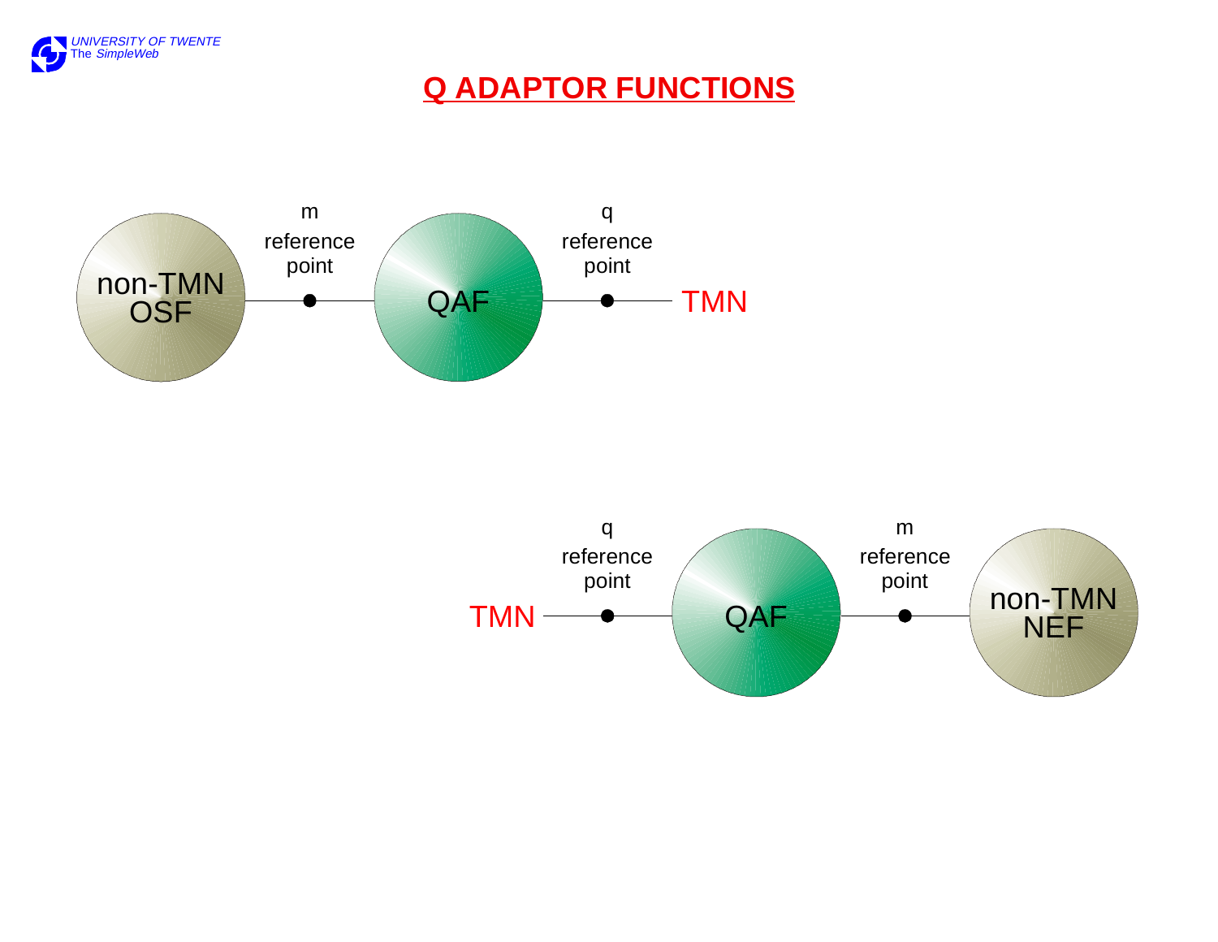# Q ADAPTOR FUNCTIONS

non-TMN OSF — m reference point — QAF — q reference point — TMN

TMN — q reference point — QAF — m reference point — non-TMN NEF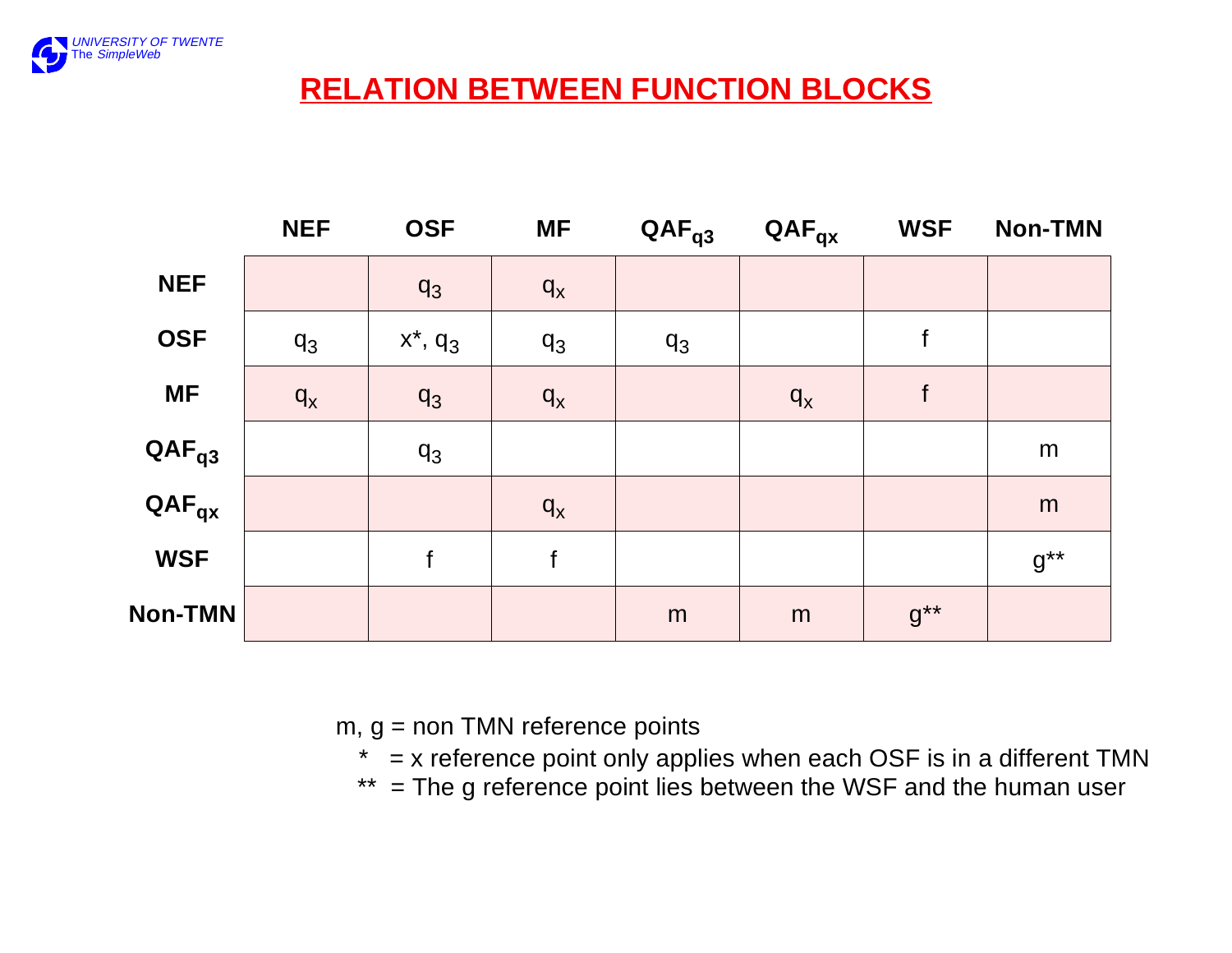# RELATION BETWEEN FUNCTION BLOCKS

| | NEF | OSF | MF | $QAF_{q3}$ | $QAF_{qx}$ | WSF | Non-TMN |
|---|---|---|---|---|---|---|---|
| **NEF** | | $q_3$ | $q_x$ | | | | |
| **OSF** | $q_3$ | x*, $q_3$ | $q_3$ | $q_3$ | | f | |
| **MF** | $q_x$ | $q_3$ | $q_x$ | | $q_x$ | f | |
| **$QAF_{q3}$** | | $q_3$ | | | | | m |
| **$QAF_{qx}$** | | | $q_x$ | | | | m |
| **WSF** | | f | f | | | | g** |
| **Non-TMN** | | | | m | m | g** | |

m, g = non TMN reference points

\* = x reference point only applies when each OSF is in a different TMN

** = The g reference point lies between the WSF and the human user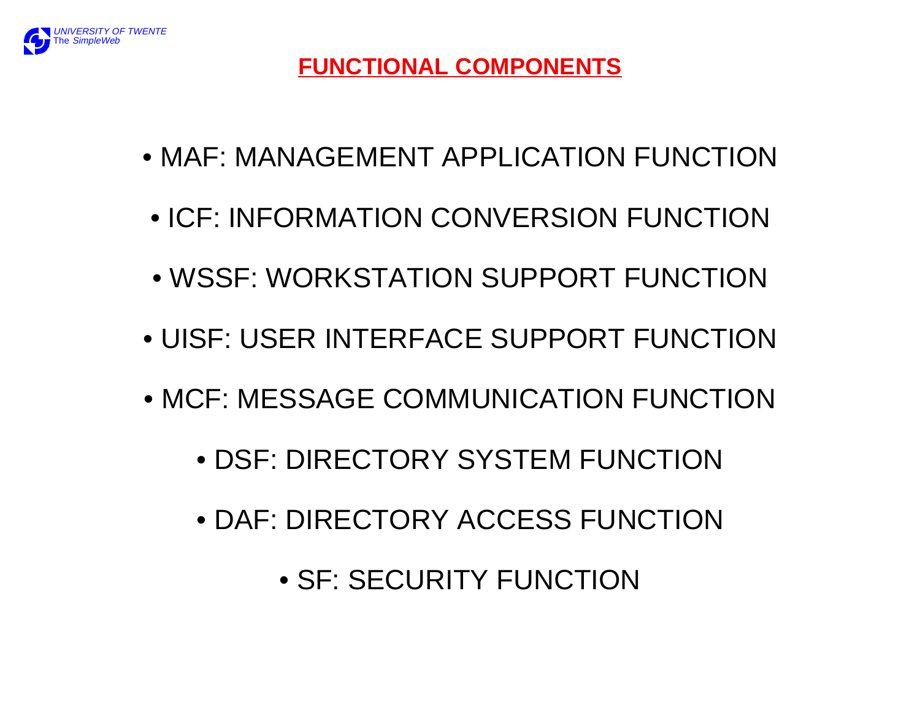# FUNCTIONAL COMPONENTS

- MAF: MANAGEMENT APPLICATION FUNCTION
- ICF: INFORMATION CONVERSION FUNCTION
- WSSF: WORKSTATION SUPPORT FUNCTION
- UISF: USER INTERFACE SUPPORT FUNCTION
- MCF: MESSAGE COMMUNICATION FUNCTION
- DSF: DIRECTORY SYSTEM FUNCTION
- DAF: DIRECTORY ACCESS FUNCTION
- SF: SECURITY FUNCTION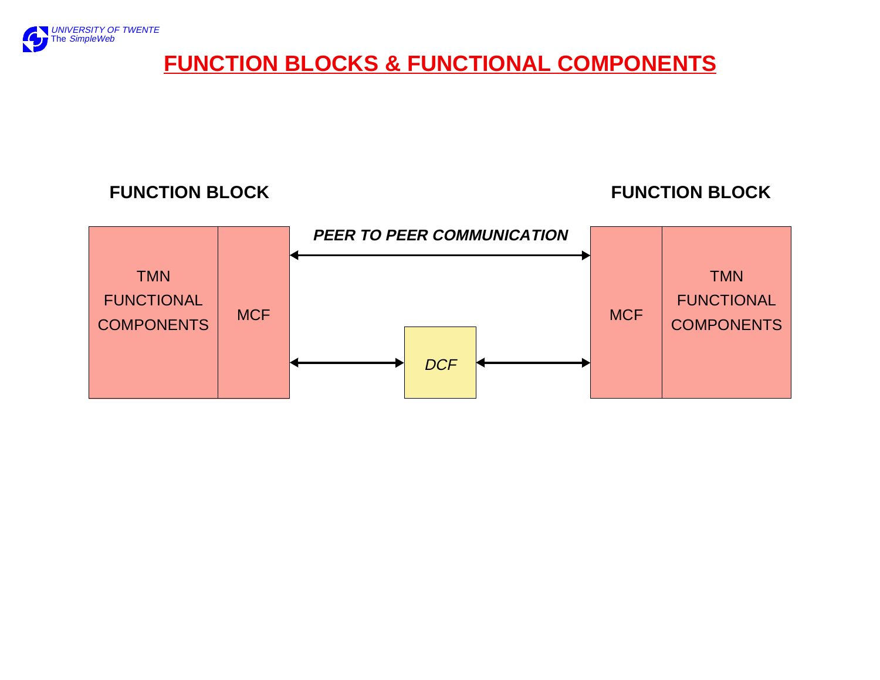# FUNCTION BLOCKS & FUNCTIONAL COMPONENTS

**FUNCTION BLOCK**

**FUNCTION BLOCK**

TMN FUNCTIONAL COMPONENTS

MCF

***PEER TO PEER COMMUNICATION***

*DCF*

MCF

TMN FUNCTIONAL COMPONENTS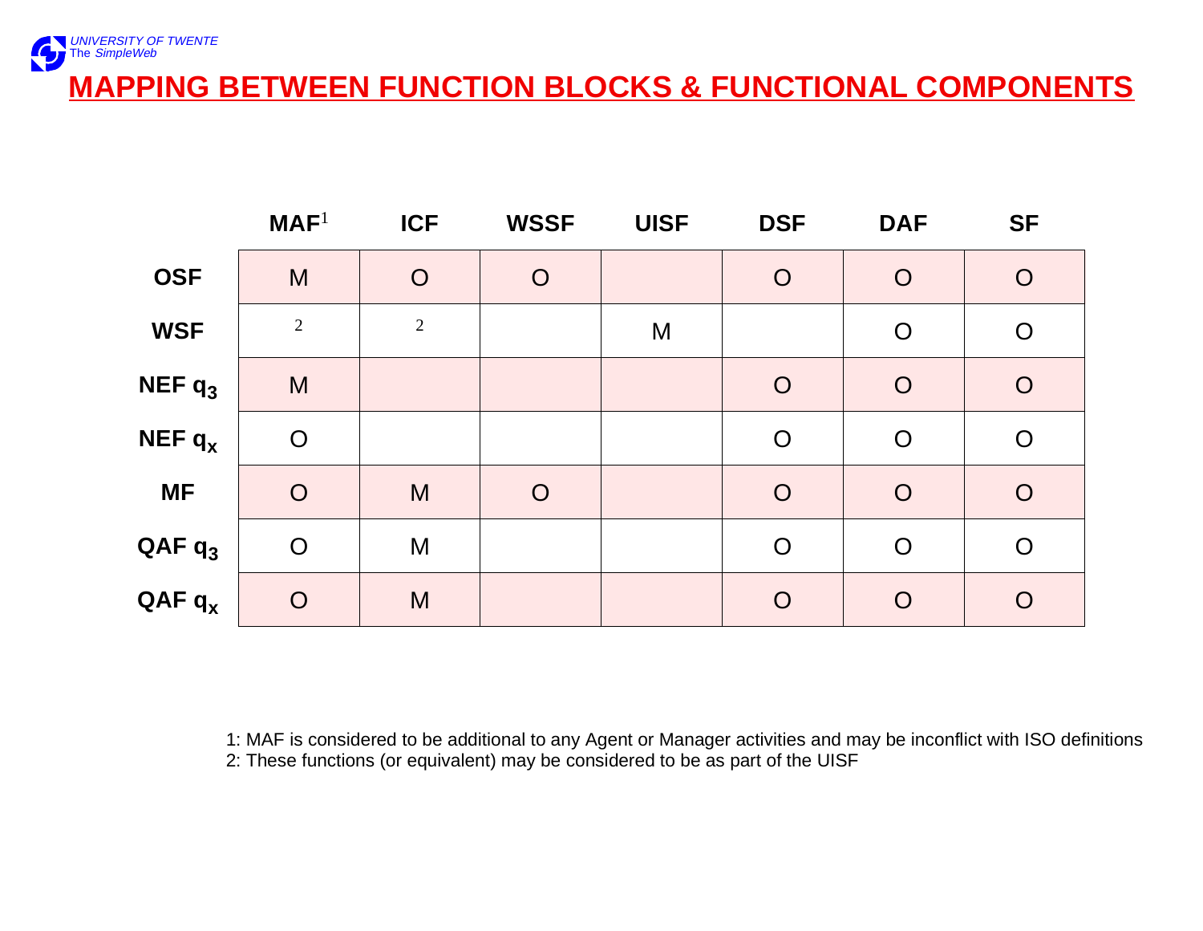# MAPPING BETWEEN FUNCTION BLOCKS & FUNCTIONAL COMPONENTS

| | MAF[1] | ICF | WSSF | UISF | DSF | DAF | SF |
|---|---|---|---|---|---|---|---|
| **OSF** | M | O | O | | O | O | O |
| **WSF** | [2] | [2] | | M | | O | O |
| **NEF $q_3$** | M | | | | O | O | O |
| **NEF $q_x$** | O | | | | O | O | O |
| **MF** | O | M | O | | O | O | O |
| **QAF $q_3$** | O | M | | | O | O | O |
| **QAF $q_x$** | O | M | | | O | O | O |

1: MAF is considered to be additional to any Agent or Manager activities and may be inconflict with ISO definitions
2: These functions (or equivalent) may be considered to be as part of the UISF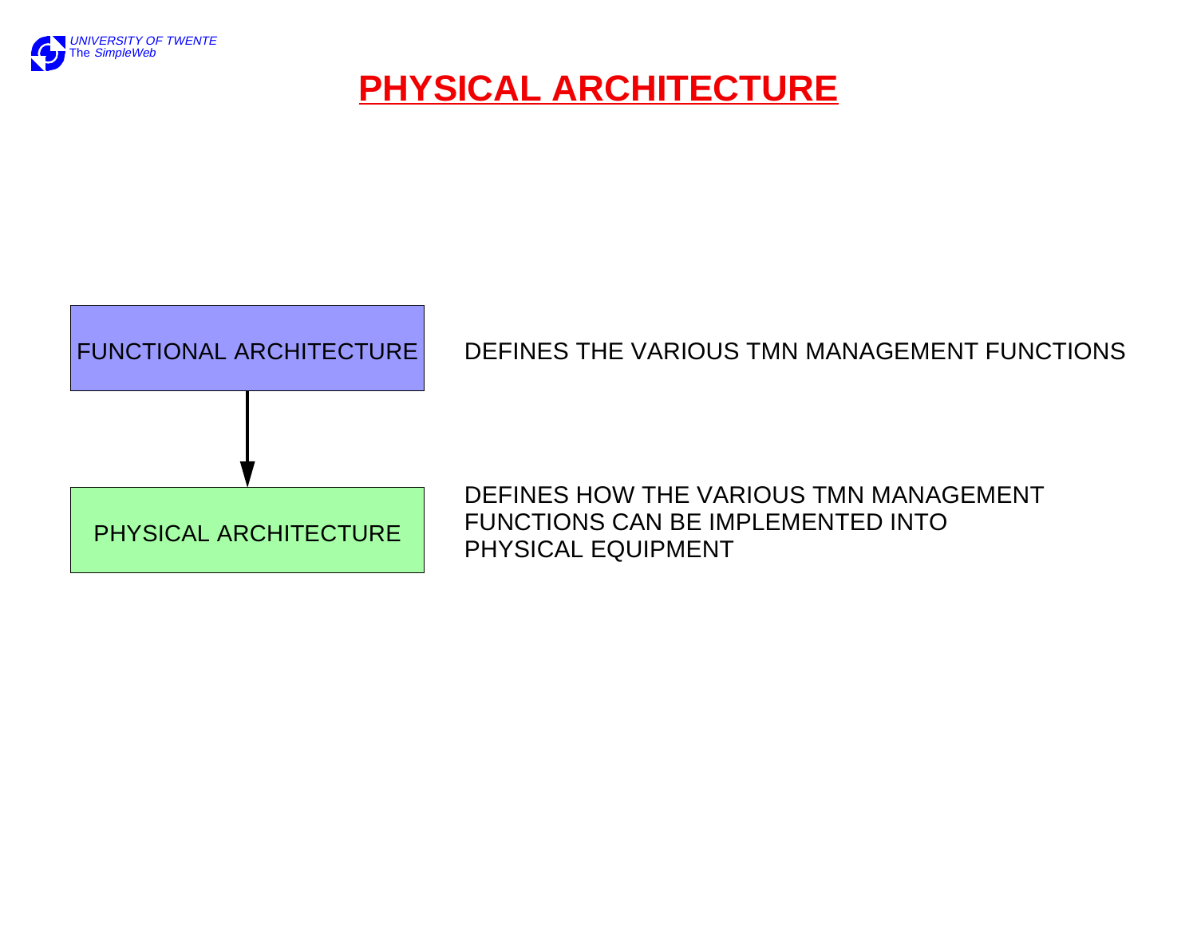# PHYSICAL ARCHITECTURE

FUNCTIONAL ARCHITECTURE — DEFINES THE VARIOUS TMN MANAGEMENT FUNCTIONS

↓

PHYSICAL ARCHITECTURE — DEFINES HOW THE VARIOUS TMN MANAGEMENT FUNCTIONS CAN BE IMPLEMENTED INTO PHYSICAL EQUIPMENT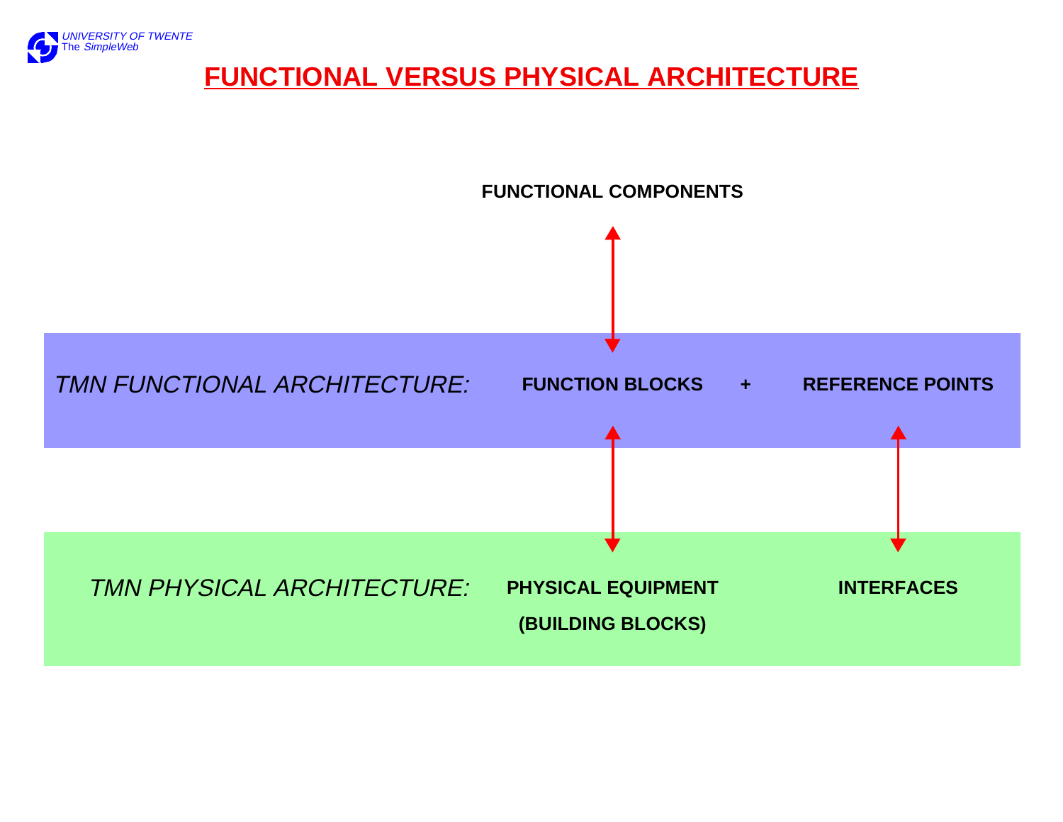# FUNCTIONAL VERSUS PHYSICAL ARCHITECTURE

**FUNCTIONAL COMPONENTS**

*TMN FUNCTIONAL ARCHITECTURE:* **FUNCTION BLOCKS** **+** **REFERENCE POINTS**

*TMN PHYSICAL ARCHITECTURE:* **PHYSICAL EQUIPMENT (BUILDING BLOCKS)** **INTERFACES**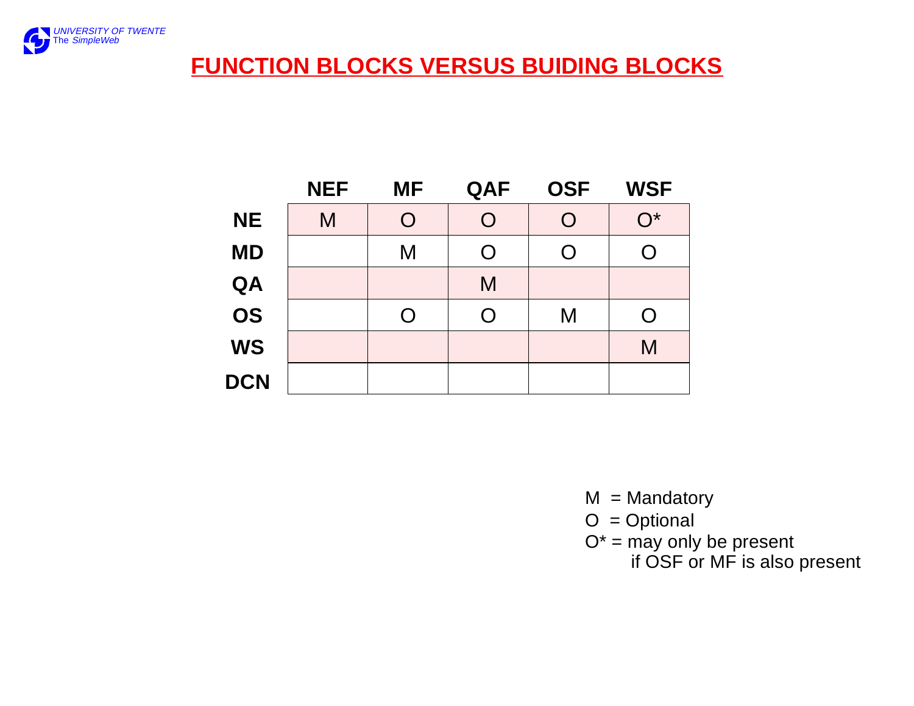# FUNCTION BLOCKS VERSUS BUIDING BLOCKS

| | NEF | MF | QAF | OSF | WSF |
|---|---|---|---|---|---|
| **NE** | M | O | O | O | O* |
| **MD** | | M | O | O | O |
| **QA** | | | M | | |
| **OS** | | O | O | M | O |
| **WS** | | | | | M |
| **DCN** | | | | | |

M = Mandatory
O = Optional
O* = may only be present if OSF or MF is also present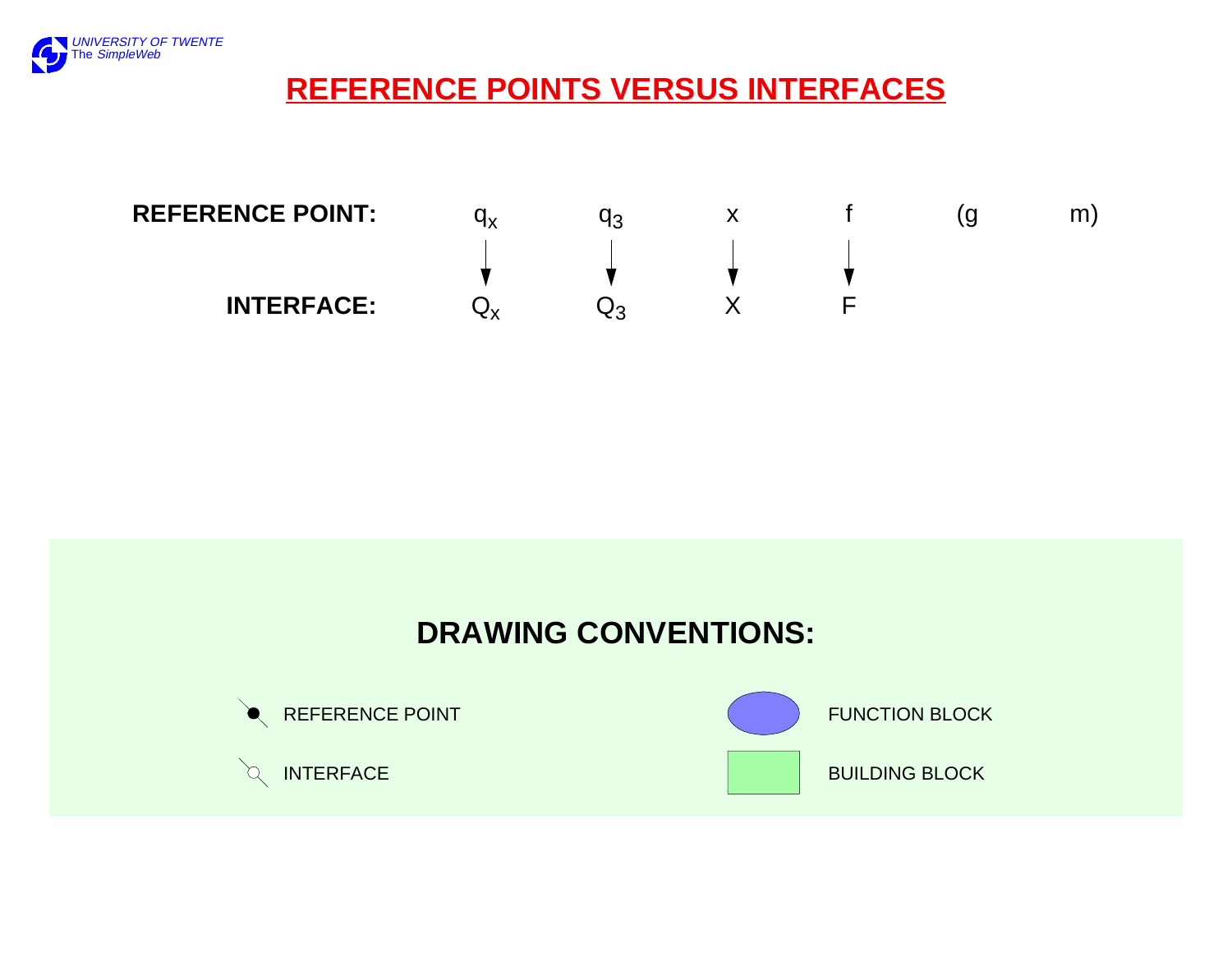# REFERENCE POINTS VERSUS INTERFACES

| | | | | | | |
|---|---|---|---|---|---|---|
| **REFERENCE POINT:** | $q_x$ | $q_3$ | x | f | (g | m) |
| | ↓ | ↓ | ↓ | ↓ | | |
| **INTERFACE:** | $Q_x$ | $Q_3$ | X | F | | |

## DRAWING CONVENTIONS:

- REFERENCE POINT
- INTERFACE
- FUNCTION BLOCK
- BUILDING BLOCK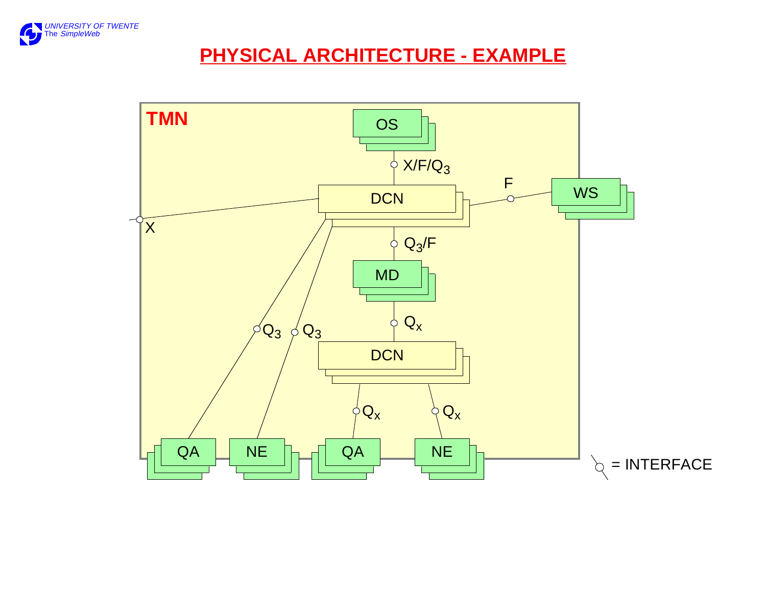# PHYSICAL ARCHITECTURE - EXAMPLE

TMN

OS

$X/F/Q_3$

DCN

F

WS

X

$Q_3/F$

MD

$Q_x$

$Q_3$ $Q_3$

DCN

$Q_x$ $Q_x$

QA NE QA NE

= INTERFACE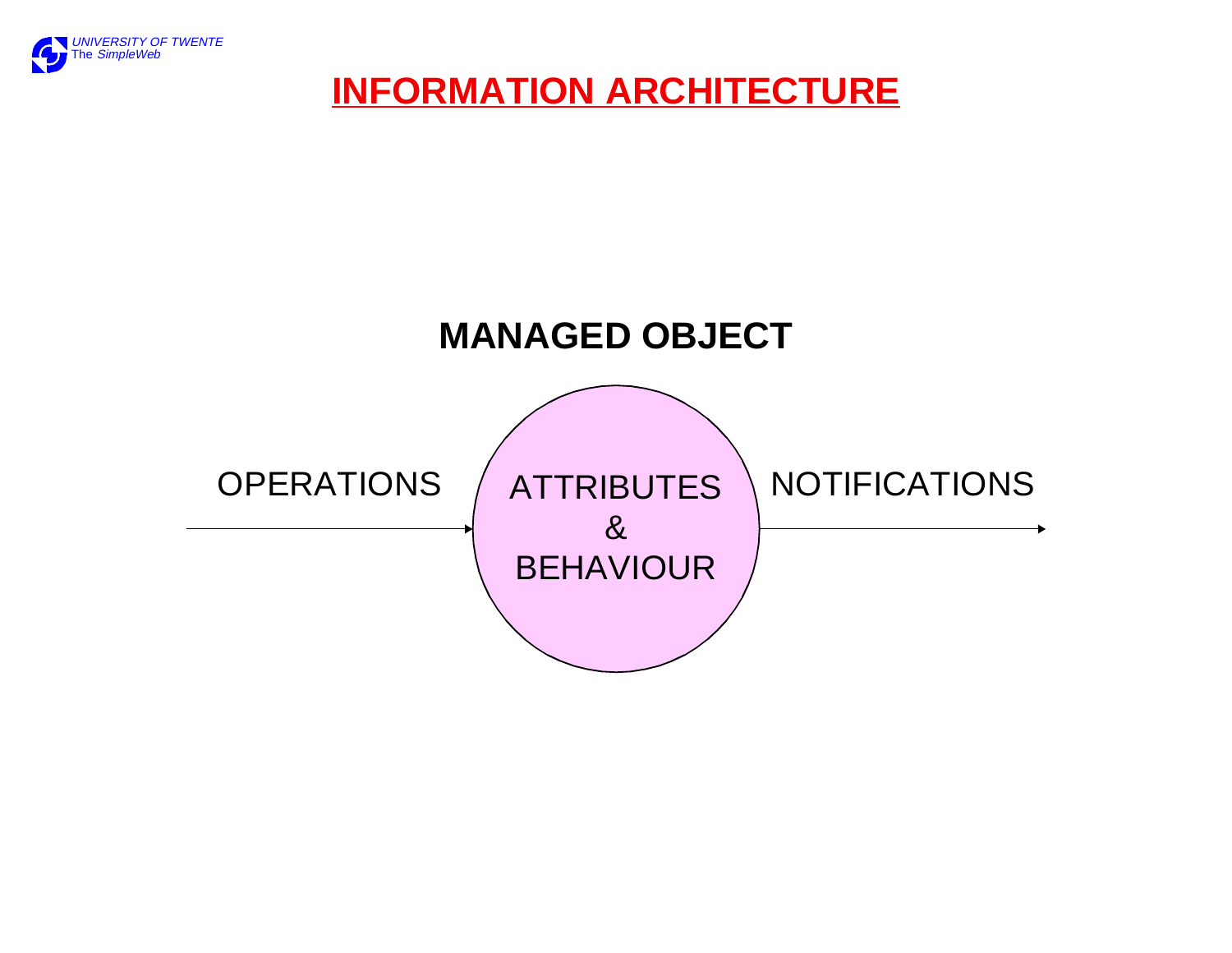# INFORMATION ARCHITECTURE

## MANAGED OBJECT

OPERATIONS → ATTRIBUTES & BEHAVIOUR → NOTIFICATIONS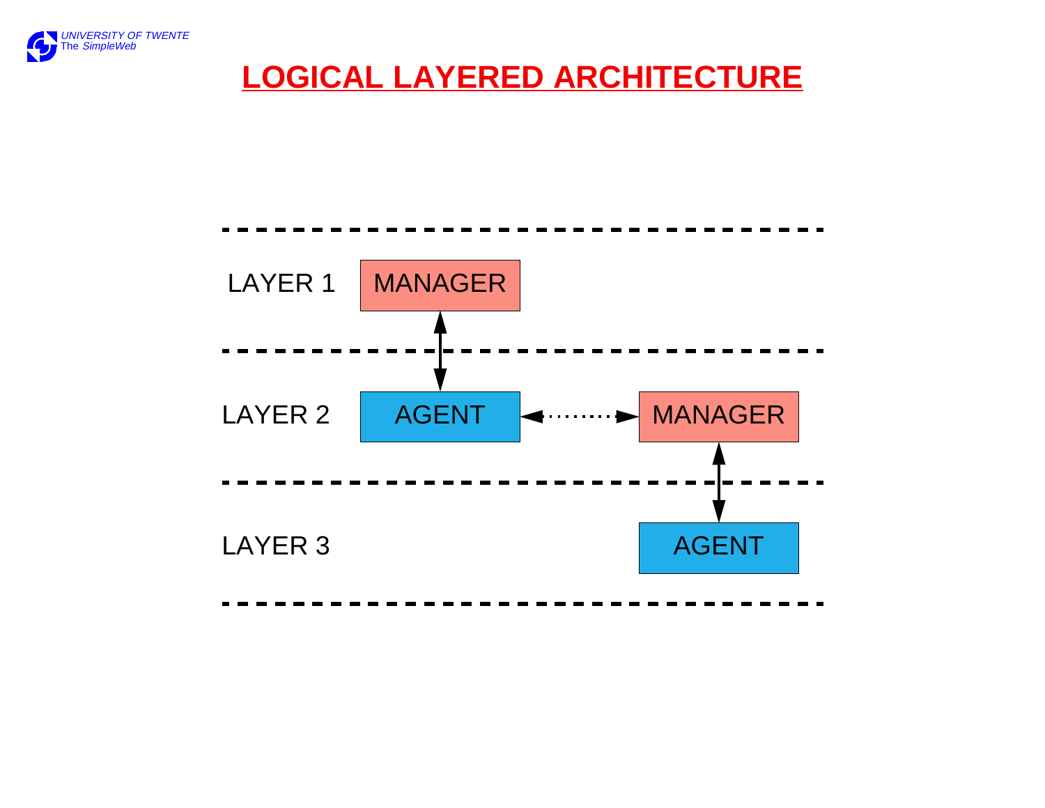# LOGICAL LAYERED ARCHITECTURE

LAYER 1 — MANAGER

LAYER 2 — AGENT, MANAGER

LAYER 3 — AGENT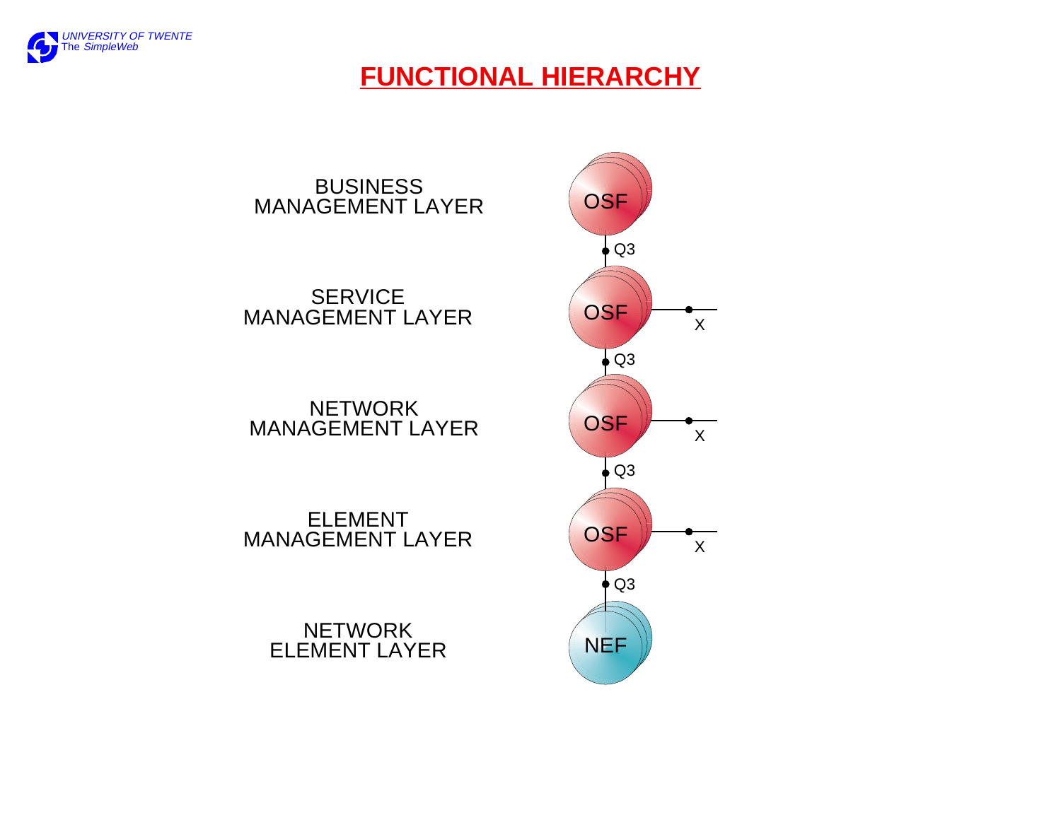# FUNCTIONAL HIERARCHY

BUSINESS MANAGEMENT LAYER — OSF

Q3

SERVICE MANAGEMENT LAYER — OSF — X

Q3

NETWORK MANAGEMENT LAYER — OSF — X

Q3

ELEMENT MANAGEMENT LAYER — OSF — X

Q3

NETWORK ELEMENT LAYER — NEF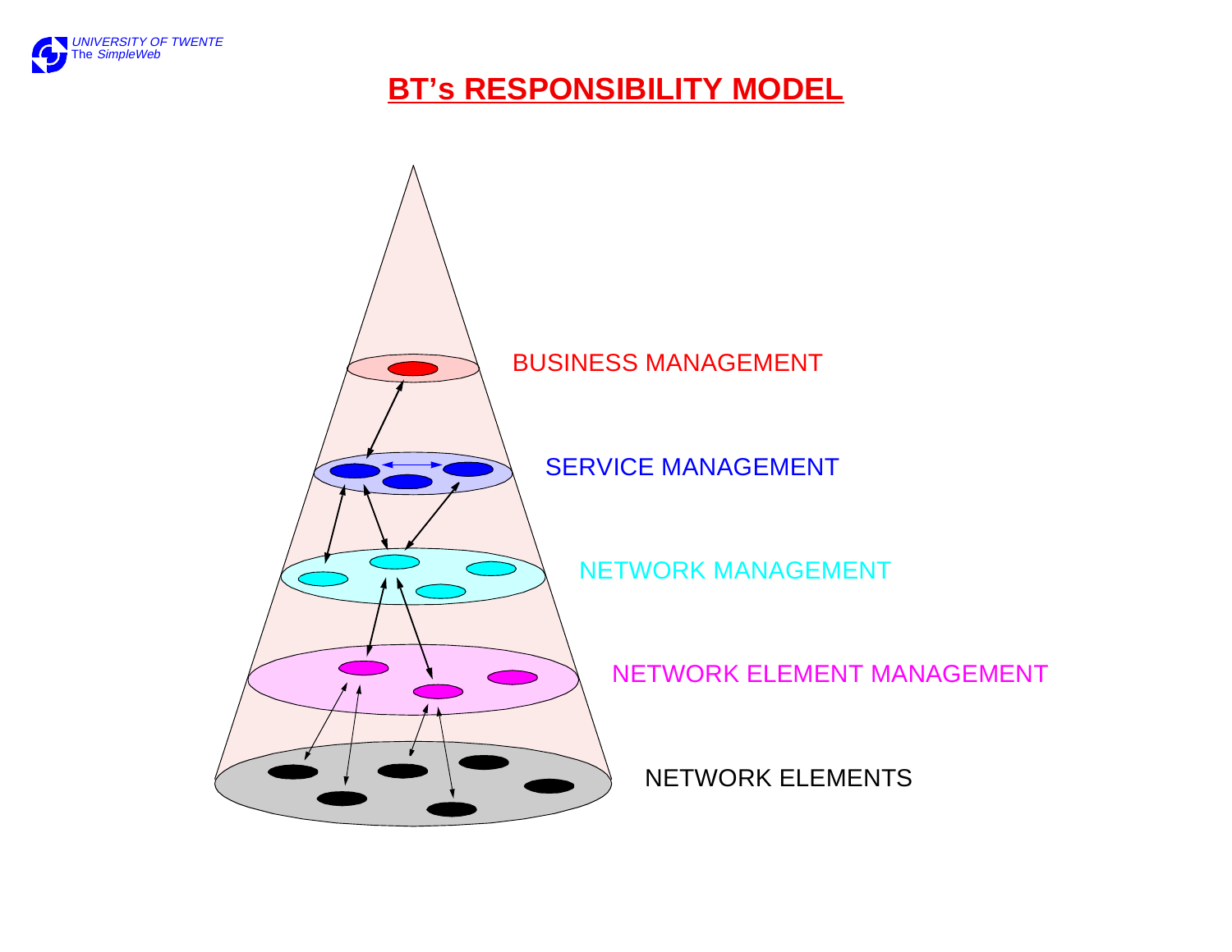# BT's RESPONSIBILITY MODEL

BUSINESS MANAGEMENT

SERVICE MANAGEMENT

NETWORK MANAGEMENT

NETWORK ELEMENT MANAGEMENT

NETWORK ELEMENTS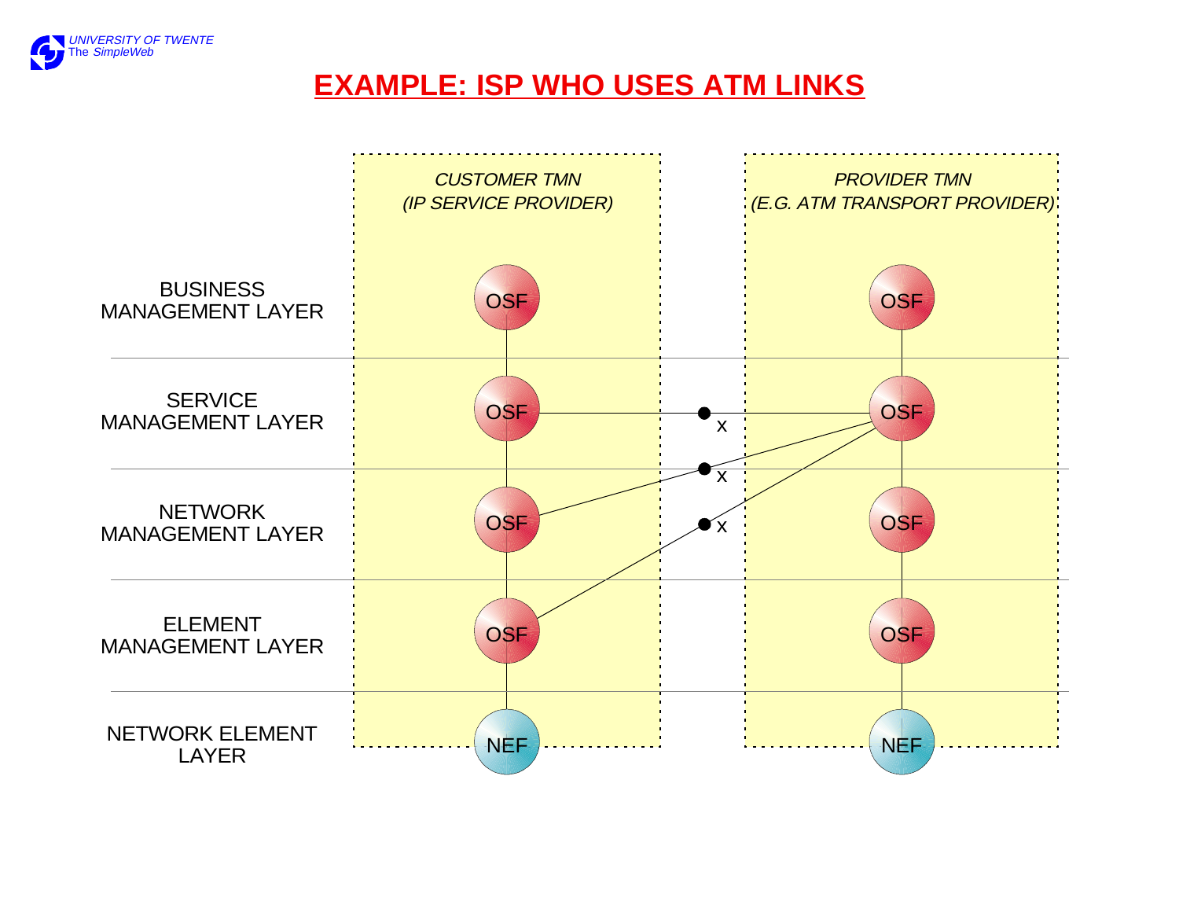# EXAMPLE: ISP WHO USES ATM LINKS

*CUSTOMER TMN*
*(IP SERVICE PROVIDER)*

*PROVIDER TMN*
*(E.G. ATM TRANSPORT PROVIDER)*

| | CUSTOMER TMN | | PROVIDER TMN |
|---|---|---|---|
| BUSINESS MANAGEMENT LAYER | OSF | | OSF |
| SERVICE MANAGEMENT LAYER | OSF | x | OSF |
| NETWORK MANAGEMENT LAYER | OSF | x | OSF |
| ELEMENT MANAGEMENT LAYER | OSF | x | OSF |
| NETWORK ELEMENT LAYER | NEF | | NEF |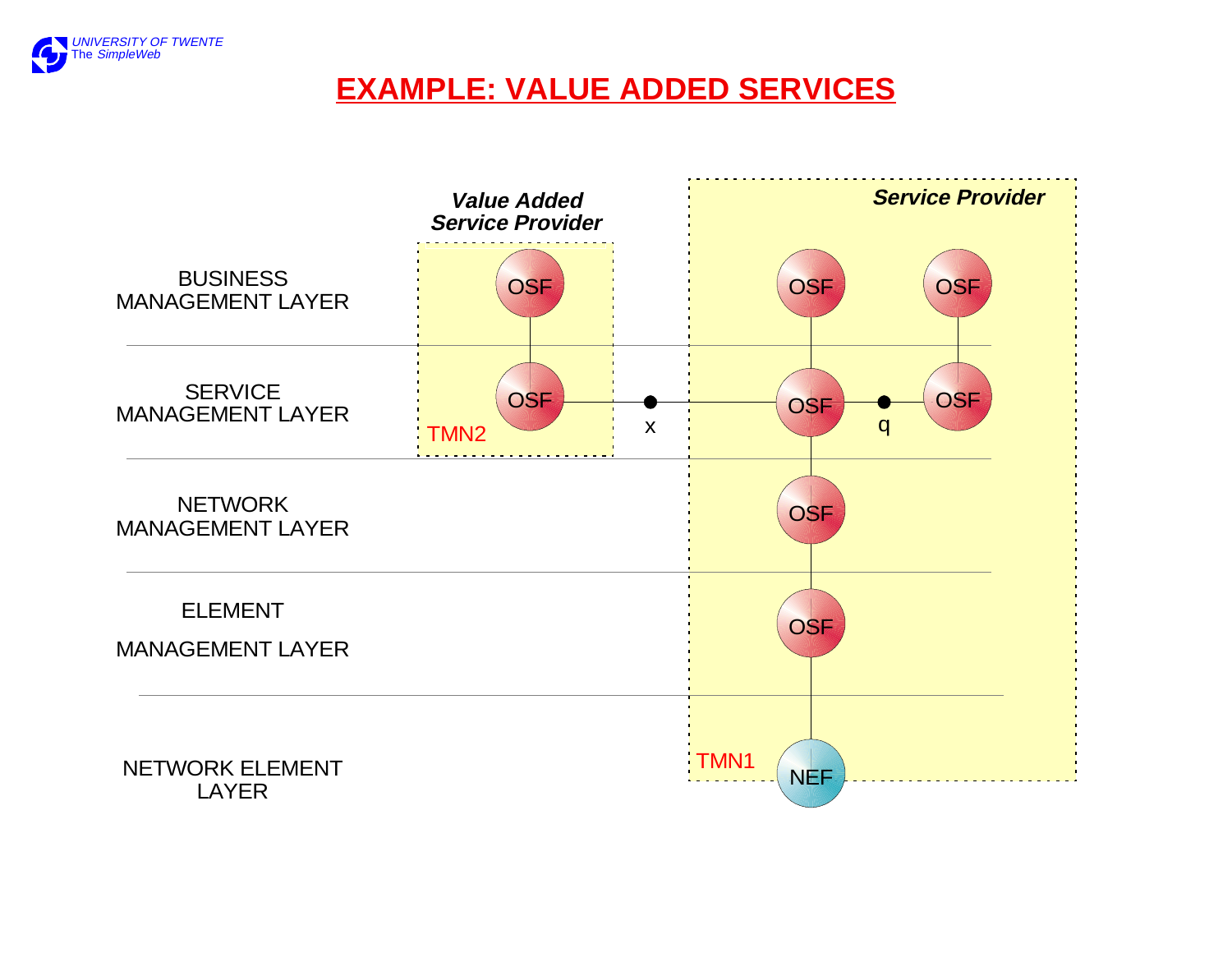# EXAMPLE: VALUE ADDED SERVICES

*Value Added Service Provider*

*Service Provider*

BUSINESS MANAGEMENT LAYER

SERVICE MANAGEMENT LAYER

NETWORK MANAGEMENT LAYER

ELEMENT MANAGEMENT LAYER

NETWORK ELEMENT LAYER

OSF OSF OSF

OSF x OSF q OSF

TMN2

OSF

OSF

TMN1

NEF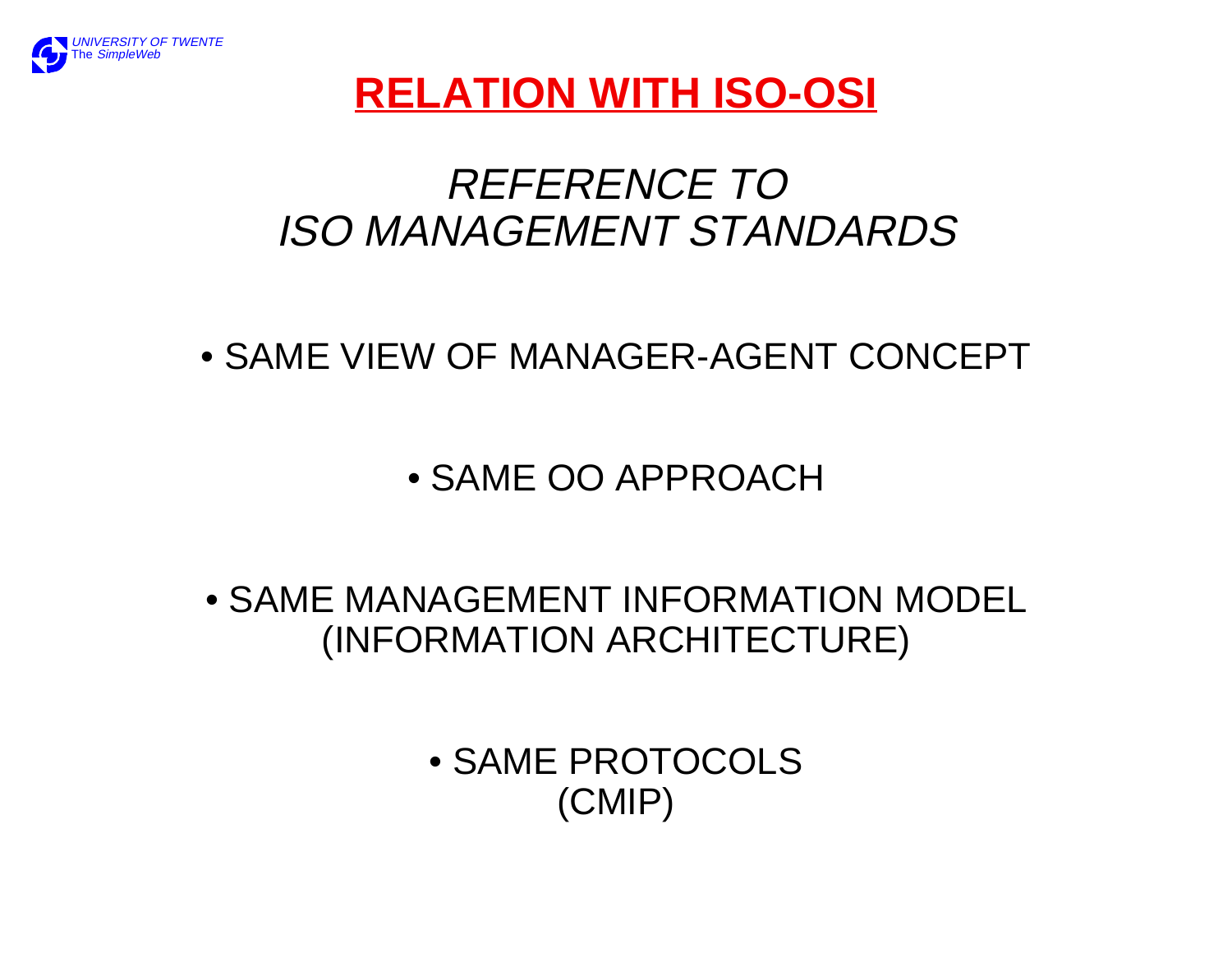# RELATION WITH ISO-OSI

## *REFERENCE TO ISO MANAGEMENT STANDARDS*

- SAME VIEW OF MANAGER-AGENT CONCEPT
- SAME OO APPROACH
- SAME MANAGEMENT INFORMATION MODEL (INFORMATION ARCHITECTURE)
- SAME PROTOCOLS (CMIP)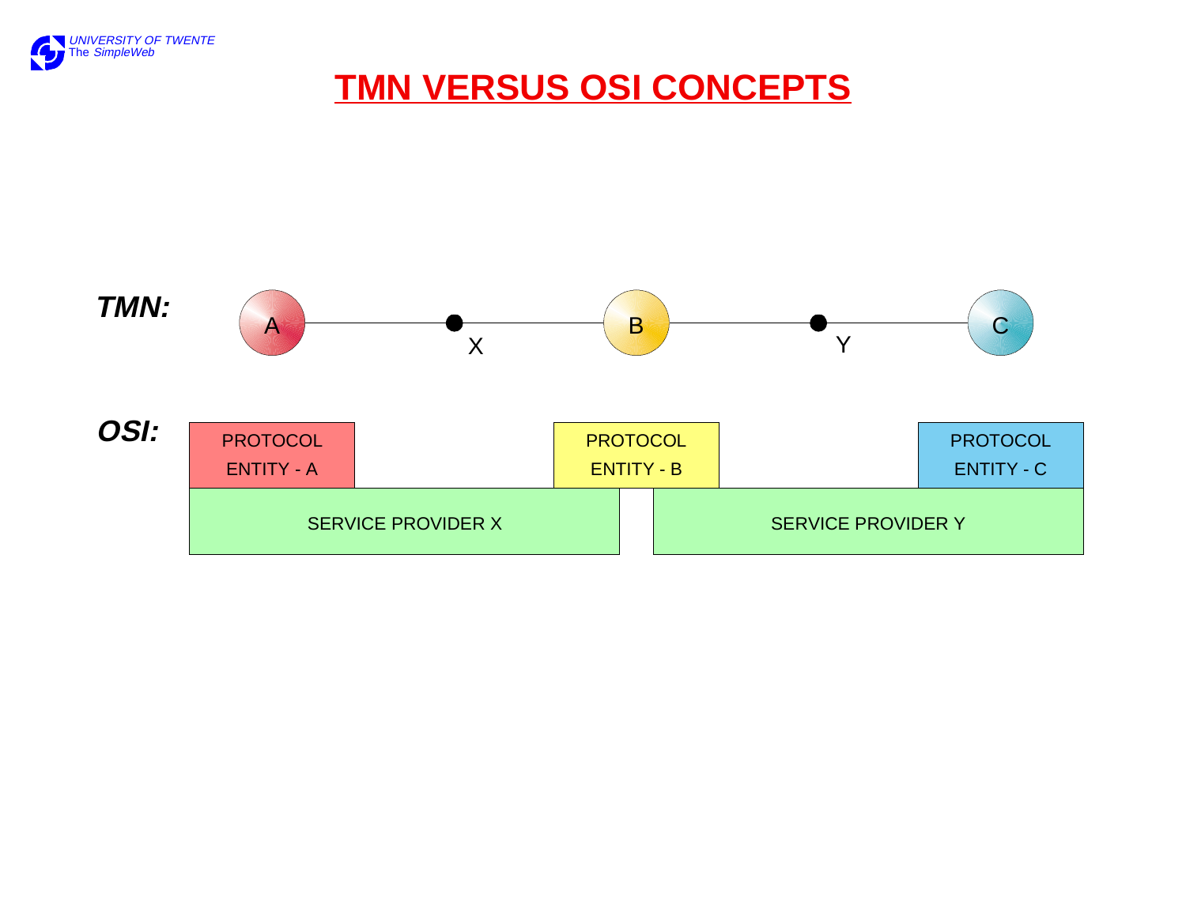# TMN VERSUS OSI CONCEPTS

**TMN:**

A —— X —— B —— Y —— C

**OSI:**

| PROTOCOL ENTITY - A | | PROTOCOL ENTITY - B | | PROTOCOL ENTITY - C |
|---|---|---|---|---|
| SERVICE PROVIDER X | | | SERVICE PROVIDER Y | |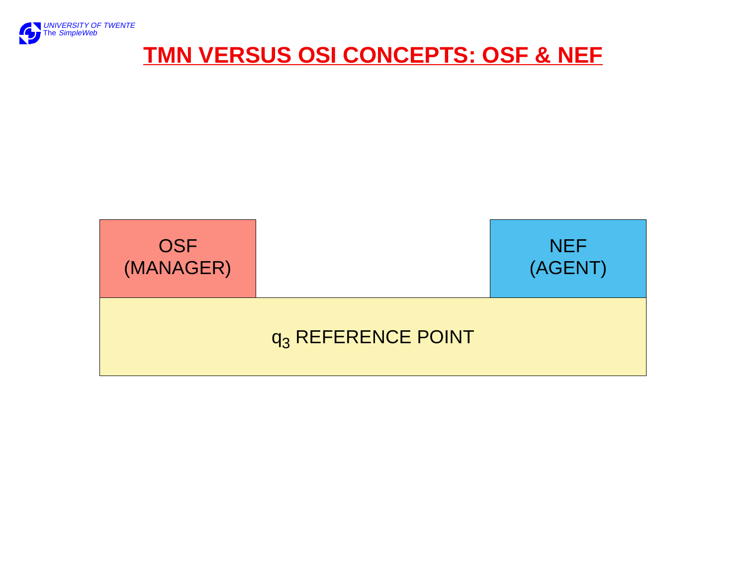# TMN VERSUS OSI CONCEPTS: OSF & NEF

OSF (MANAGER)

NEF (AGENT)

$q_3$ REFERENCE POINT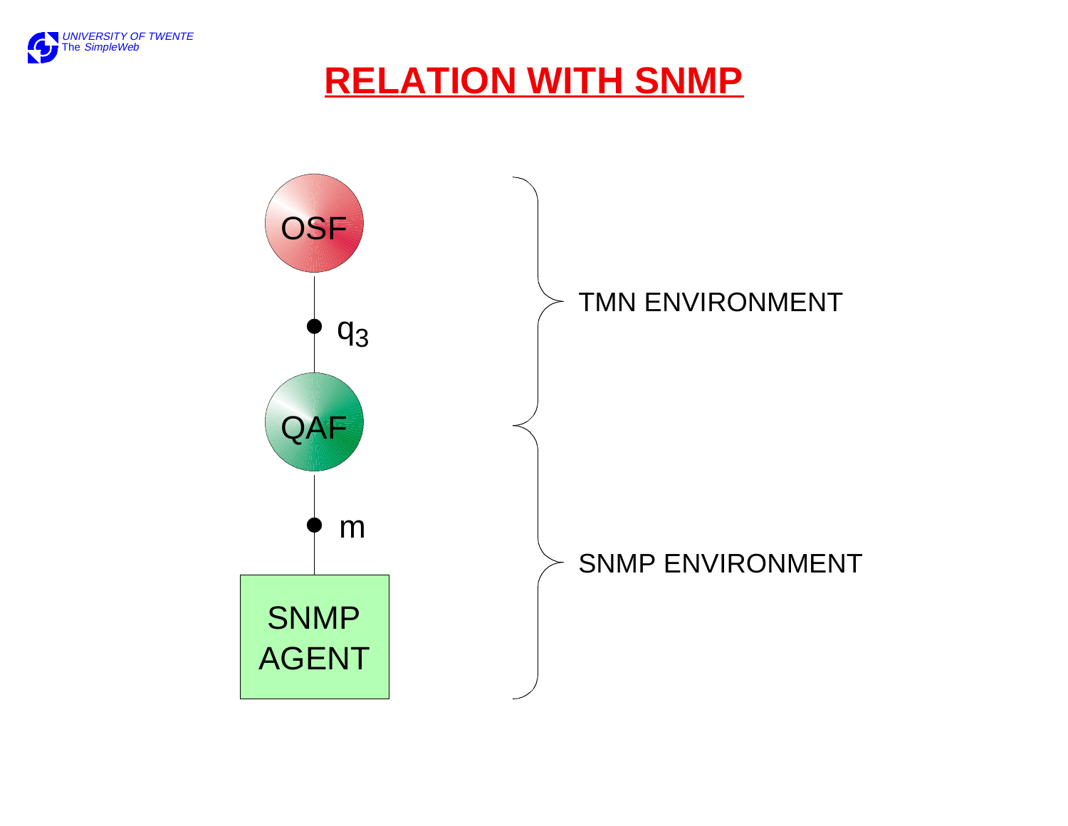# RELATION WITH SNMP

OSF

$q_3$

QAF

m

SNMP AGENT

TMN ENVIRONMENT

SNMP ENVIRONMENT